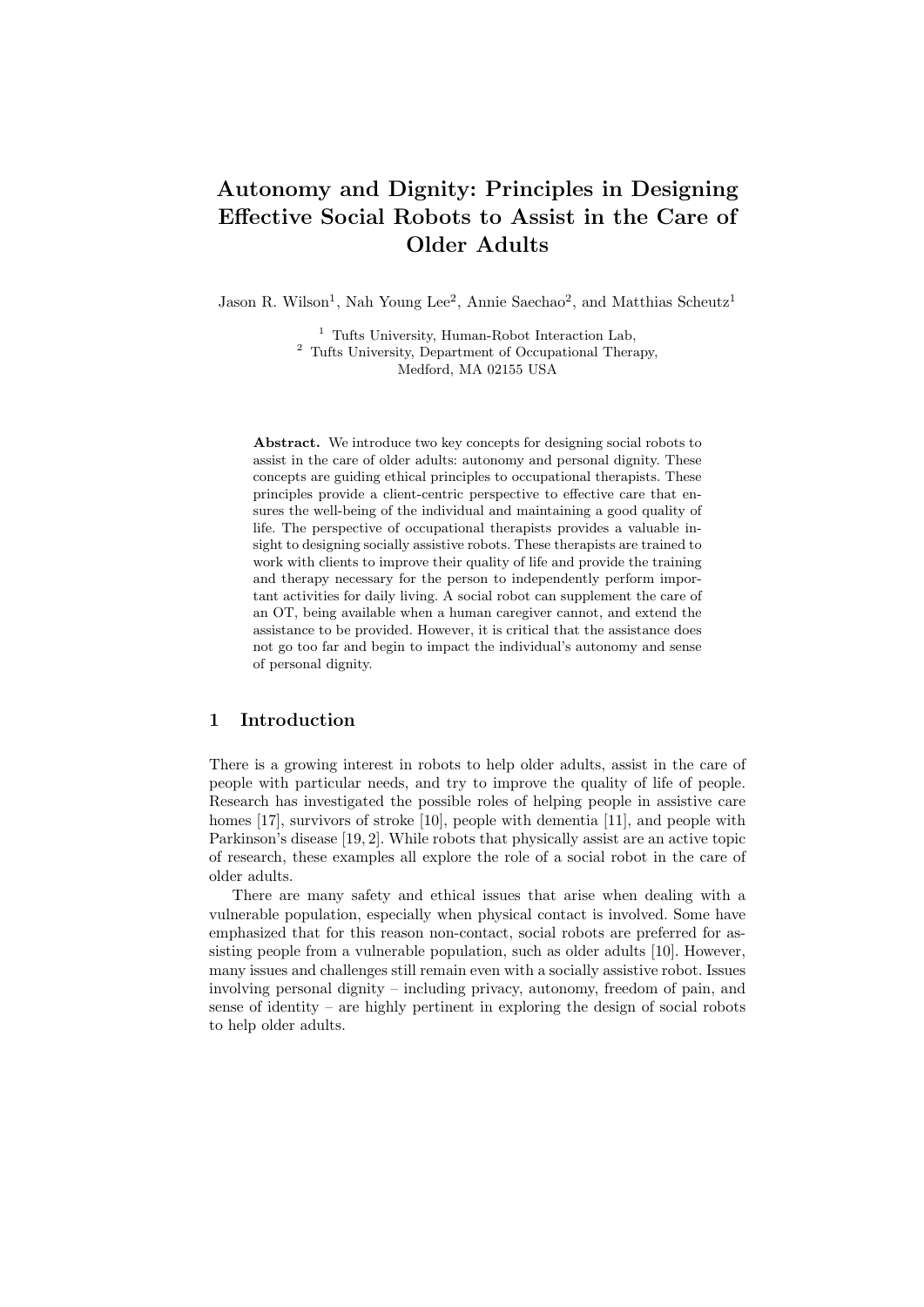# Autonomy and Dignity: Principles in Designing Effective Social Robots to Assist in the Care of Older Adults

Jason R. Wilson[1], Nah Young Lee[2], Annie Saechao[2], and Matthias Scheutz[1]

[1] Tufts University, Human-Robot Interaction Lab,
[2] Tufts University, Department of Occupational Therapy,
Medford, MA 02155 USA

**Abstract.** We introduce two key concepts for designing social robots to assist in the care of older adults: autonomy and personal dignity. These concepts are guiding ethical principles to occupational therapists. These principles provide a client-centric perspective to effective care that ensures the well-being of the individual and maintaining a good quality of life. The perspective of occupational therapists provides a valuable insight to designing socially assistive robots. These therapists are trained to work with clients to improve their quality of life and provide the training and therapy necessary for the person to independently perform important activities for daily living. A social robot can supplement the care of an OT, being available when a human caregiver cannot, and extend the assistance to be provided. However, it is critical that the assistance does not go too far and begin to impact the individual's autonomy and sense of personal dignity.

## 1 Introduction

There is a growing interest in robots to help older adults, assist in the care of people with particular needs, and try to improve the quality of life of people. Research has investigated the possible roles of helping people in assistive care homes [17], survivors of stroke [10], people with dementia [11], and people with Parkinson's disease [19, 2]. While robots that physically assist are an active topic of research, these examples all explore the role of a social robot in the care of older adults.

There are many safety and ethical issues that arise when dealing with a vulnerable population, especially when physical contact is involved. Some have emphasized that for this reason non-contact, social robots are preferred for assisting people from a vulnerable population, such as older adults [10]. However, many issues and challenges still remain even with a socially assistive robot. Issues involving personal dignity – including privacy, autonomy, freedom of pain, and sense of identity – are highly pertinent in exploring the design of social robots to help older adults.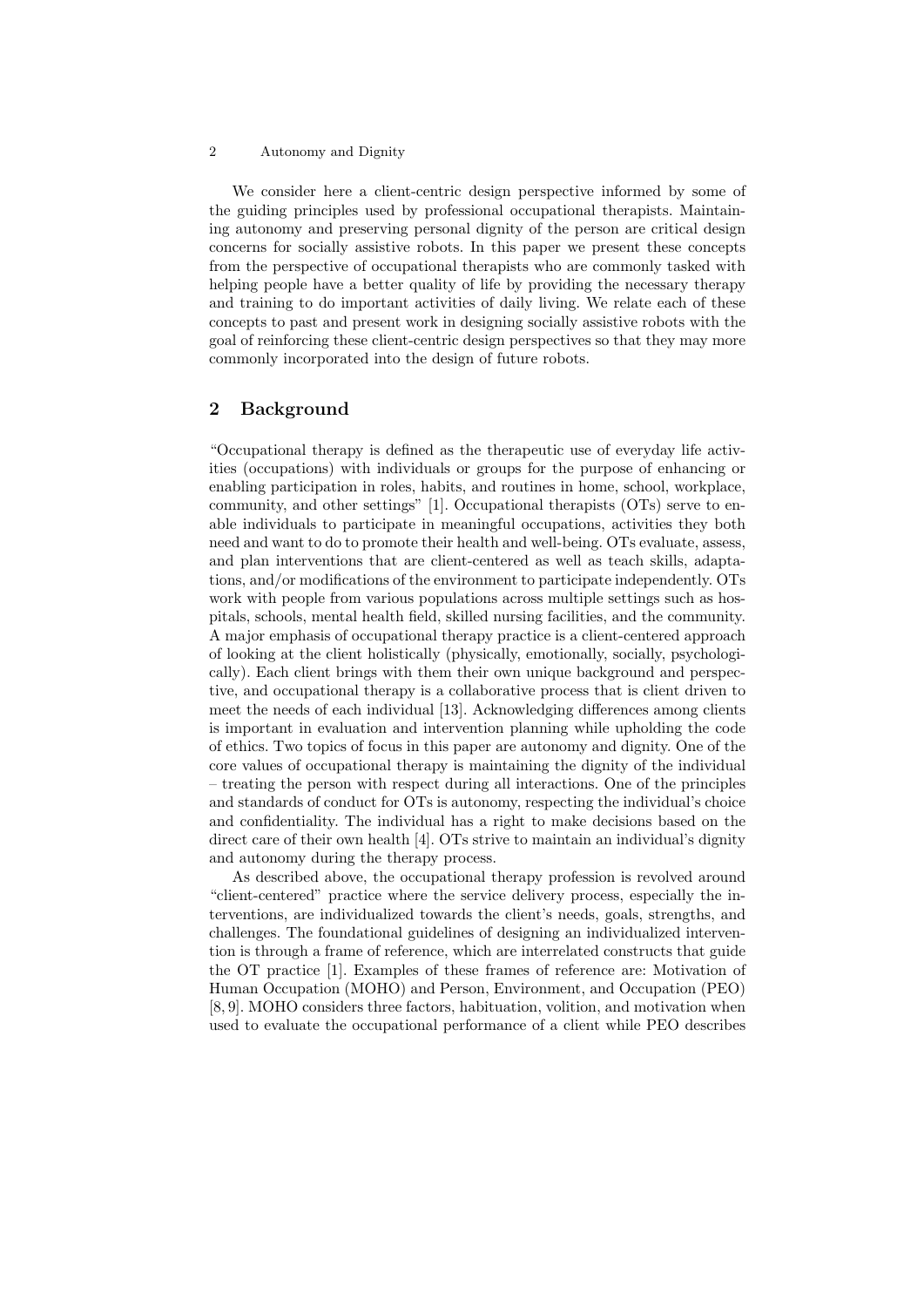We consider here a client-centric design perspective informed by some of the guiding principles used by professional occupational therapists. Maintaining autonomy and preserving personal dignity of the person are critical design concerns for socially assistive robots. In this paper we present these concepts from the perspective of occupational therapists who are commonly tasked with helping people have a better quality of life by providing the necessary therapy and training to do important activities of daily living. We relate each of these concepts to past and present work in designing socially assistive robots with the goal of reinforcing these client-centric design perspectives so that they may more commonly incorporated into the design of future robots.

## 2 Background

"Occupational therapy is defined as the therapeutic use of everyday life activities (occupations) with individuals or groups for the purpose of enhancing or enabling participation in roles, habits, and routines in home, school, workplace, community, and other settings" [1]. Occupational therapists (OTs) serve to enable individuals to participate in meaningful occupations, activities they both need and want to do to promote their health and well-being. OTs evaluate, assess, and plan interventions that are client-centered as well as teach skills, adaptations, and/or modifications of the environment to participate independently. OTs work with people from various populations across multiple settings such as hospitals, schools, mental health field, skilled nursing facilities, and the community. A major emphasis of occupational therapy practice is a client-centered approach of looking at the client holistically (physically, emotionally, socially, psychologically). Each client brings with them their own unique background and perspective, and occupational therapy is a collaborative process that is client driven to meet the needs of each individual [13]. Acknowledging differences among clients is important in evaluation and intervention planning while upholding the code of ethics. Two topics of focus in this paper are autonomy and dignity. One of the core values of occupational therapy is maintaining the dignity of the individual – treating the person with respect during all interactions. One of the principles and standards of conduct for OTs is autonomy, respecting the individual's choice and confidentiality. The individual has a right to make decisions based on the direct care of their own health [4]. OTs strive to maintain an individual's dignity and autonomy during the therapy process.

As described above, the occupational therapy profession is revolved around "client-centered" practice where the service delivery process, especially the interventions, are individualized towards the client's needs, goals, strengths, and challenges. The foundational guidelines of designing an individualized intervention is through a frame of reference, which are interrelated constructs that guide the OT practice [1]. Examples of these frames of reference are: Motivation of Human Occupation (MOHO) and Person, Environment, and Occupation (PEO) [8, 9]. MOHO considers three factors, habituation, volition, and motivation when used to evaluate the occupational performance of a client while PEO describes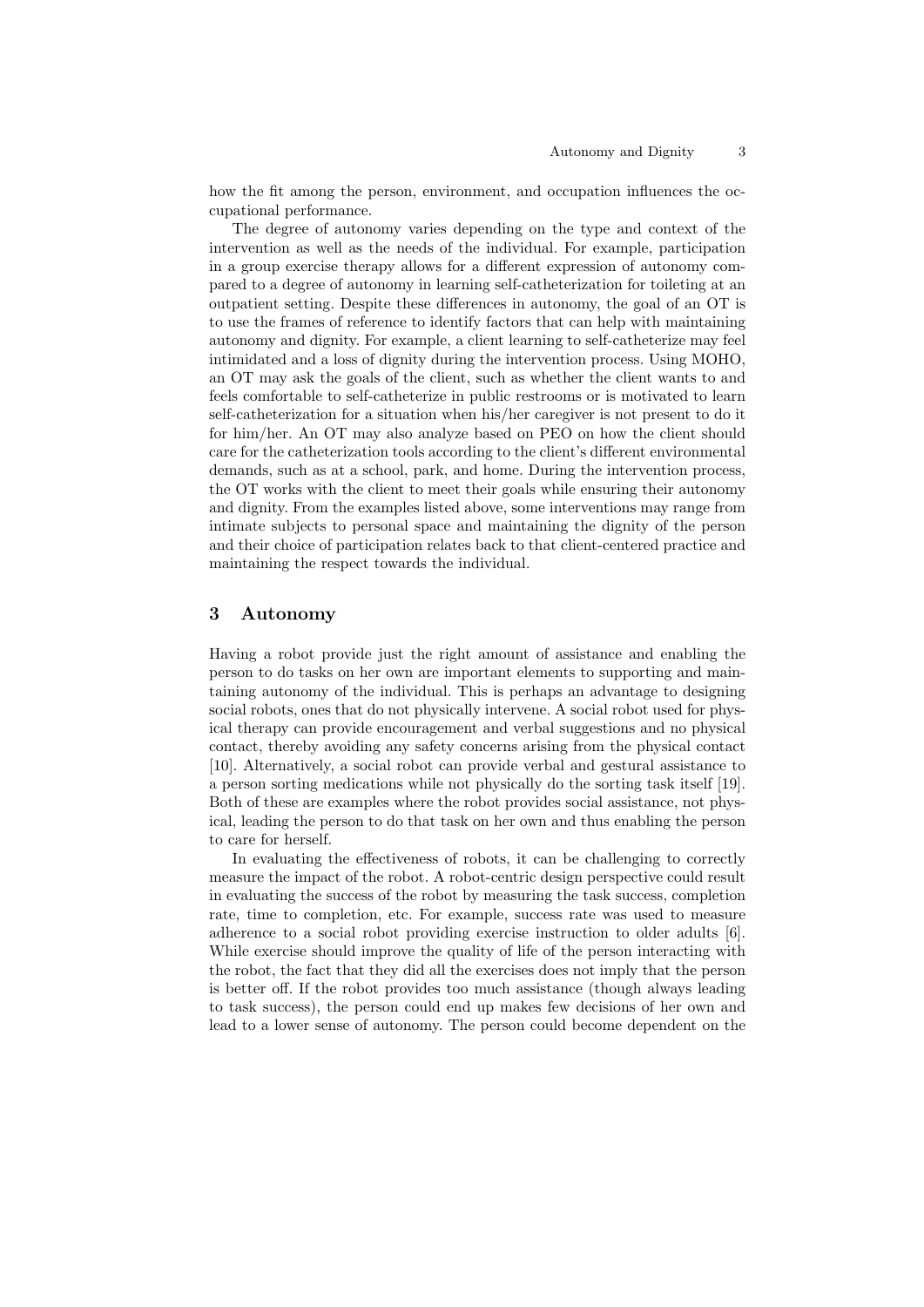how the fit among the person, environment, and occupation influences the occupational performance.

The degree of autonomy varies depending on the type and context of the intervention as well as the needs of the individual. For example, participation in a group exercise therapy allows for a different expression of autonomy compared to a degree of autonomy in learning self-catheterization for toileting at an outpatient setting. Despite these differences in autonomy, the goal of an OT is to use the frames of reference to identify factors that can help with maintaining autonomy and dignity. For example, a client learning to self-catheterize may feel intimidated and a loss of dignity during the intervention process. Using MOHO, an OT may ask the goals of the client, such as whether the client wants to and feels comfortable to self-catheterize in public restrooms or is motivated to learn self-catheterization for a situation when his/her caregiver is not present to do it for him/her. An OT may also analyze based on PEO on how the client should care for the catheterization tools according to the client's different environmental demands, such as at a school, park, and home. During the intervention process, the OT works with the client to meet their goals while ensuring their autonomy and dignity. From the examples listed above, some interventions may range from intimate subjects to personal space and maintaining the dignity of the person and their choice of participation relates back to that client-centered practice and maintaining the respect towards the individual.

## 3 Autonomy

Having a robot provide just the right amount of assistance and enabling the person to do tasks on her own are important elements to supporting and maintaining autonomy of the individual. This is perhaps an advantage to designing social robots, ones that do not physically intervene. A social robot used for physical therapy can provide encouragement and verbal suggestions and no physical contact, thereby avoiding any safety concerns arising from the physical contact [10]. Alternatively, a social robot can provide verbal and gestural assistance to a person sorting medications while not physically do the sorting task itself [19]. Both of these are examples where the robot provides social assistance, not physical, leading the person to do that task on her own and thus enabling the person to care for herself.

In evaluating the effectiveness of robots, it can be challenging to correctly measure the impact of the robot. A robot-centric design perspective could result in evaluating the success of the robot by measuring the task success, completion rate, time to completion, etc. For example, success rate was used to measure adherence to a social robot providing exercise instruction to older adults [6]. While exercise should improve the quality of life of the person interacting with the robot, the fact that they did all the exercises does not imply that the person is better off. If the robot provides too much assistance (though always leading to task success), the person could end up makes few decisions of her own and lead to a lower sense of autonomy. The person could become dependent on the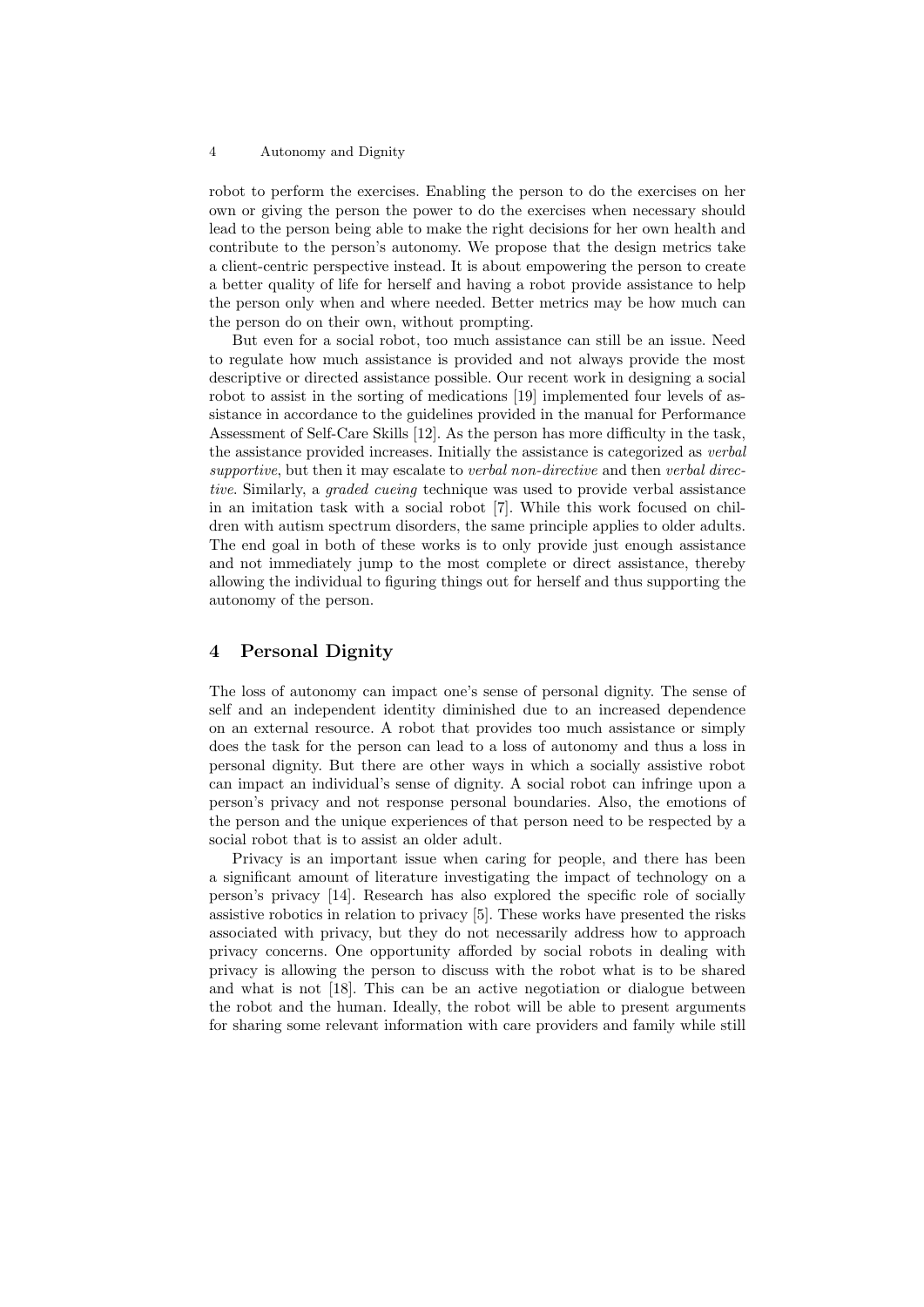robot to perform the exercises. Enabling the person to do the exercises on her own or giving the person the power to do the exercises when necessary should lead to the person being able to make the right decisions for her own health and contribute to the person's autonomy. We propose that the design metrics take a client-centric perspective instead. It is about empowering the person to create a better quality of life for herself and having a robot provide assistance to help the person only when and where needed. Better metrics may be how much can the person do on their own, without prompting.

But even for a social robot, too much assistance can still be an issue. Need to regulate how much assistance is provided and not always provide the most descriptive or directed assistance possible. Our recent work in designing a social robot to assist in the sorting of medications [19] implemented four levels of assistance in accordance to the guidelines provided in the manual for Performance Assessment of Self-Care Skills [12]. As the person has more difficulty in the task, the assistance provided increases. Initially the assistance is categorized as *verbal supportive*, but then it may escalate to *verbal non-directive* and then *verbal directive*. Similarly, a *graded cueing* technique was used to provide verbal assistance in an imitation task with a social robot [7]. While this work focused on children with autism spectrum disorders, the same principle applies to older adults. The end goal in both of these works is to only provide just enough assistance and not immediately jump to the most complete or direct assistance, thereby allowing the individual to figuring things out for herself and thus supporting the autonomy of the person.

## 4 Personal Dignity

The loss of autonomy can impact one's sense of personal dignity. The sense of self and an independent identity diminished due to an increased dependence on an external resource. A robot that provides too much assistance or simply does the task for the person can lead to a loss of autonomy and thus a loss in personal dignity. But there are other ways in which a socially assistive robot can impact an individual's sense of dignity. A social robot can infringe upon a person's privacy and not response personal boundaries. Also, the emotions of the person and the unique experiences of that person need to be respected by a social robot that is to assist an older adult.

Privacy is an important issue when caring for people, and there has been a significant amount of literature investigating the impact of technology on a person's privacy [14]. Research has also explored the specific role of socially assistive robotics in relation to privacy [5]. These works have presented the risks associated with privacy, but they do not necessarily address how to approach privacy concerns. One opportunity afforded by social robots in dealing with privacy is allowing the person to discuss with the robot what is to be shared and what is not [18]. This can be an active negotiation or dialogue between the robot and the human. Ideally, the robot will be able to present arguments for sharing some relevant information with care providers and family while still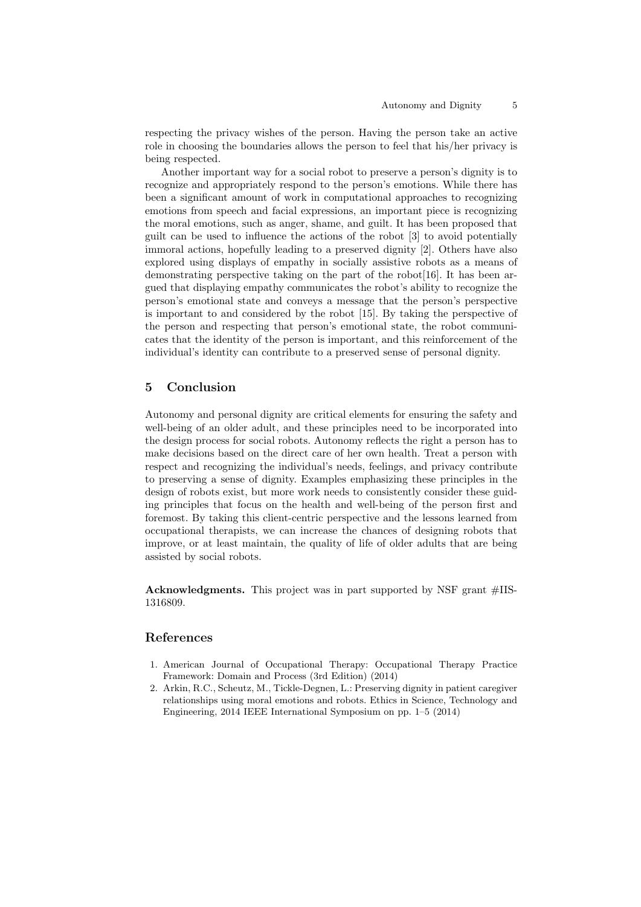respecting the privacy wishes of the person. Having the person take an active role in choosing the boundaries allows the person to feel that his/her privacy is being respected.

Another important way for a social robot to preserve a person's dignity is to recognize and appropriately respond to the person's emotions. While there has been a significant amount of work in computational approaches to recognizing emotions from speech and facial expressions, an important piece is recognizing the moral emotions, such as anger, shame, and guilt. It has been proposed that guilt can be used to influence the actions of the robot [3] to avoid potentially immoral actions, hopefully leading to a preserved dignity [2]. Others have also explored using displays of empathy in socially assistive robots as a means of demonstrating perspective taking on the part of the robot[16]. It has been argued that displaying empathy communicates the robot's ability to recognize the person's emotional state and conveys a message that the person's perspective is important to and considered by the robot [15]. By taking the perspective of the person and respecting that person's emotional state, the robot communicates that the identity of the person is important, and this reinforcement of the individual's identity can contribute to a preserved sense of personal dignity.

## 5 Conclusion

Autonomy and personal dignity are critical elements for ensuring the safety and well-being of an older adult, and these principles need to be incorporated into the design process for social robots. Autonomy reflects the right a person has to make decisions based on the direct care of her own health. Treat a person with respect and recognizing the individual's needs, feelings, and privacy contribute to preserving a sense of dignity. Examples emphasizing these principles in the design of robots exist, but more work needs to consistently consider these guiding principles that focus on the health and well-being of the person first and foremost. By taking this client-centric perspective and the lessons learned from occupational therapists, we can increase the chances of designing robots that improve, or at least maintain, the quality of life of older adults that are being assisted by social robots.

**Acknowledgments.** This project was in part supported by NSF grant #IIS-1316809.

## References

1. American Journal of Occupational Therapy: Occupational Therapy Practice Framework: Domain and Process (3rd Edition) (2014)
2. Arkin, R.C., Scheutz, M., Tickle-Degnen, L.: Preserving dignity in patient caregiver relationships using moral emotions and robots. Ethics in Science, Technology and Engineering, 2014 IEEE International Symposium on pp. 1–5 (2014)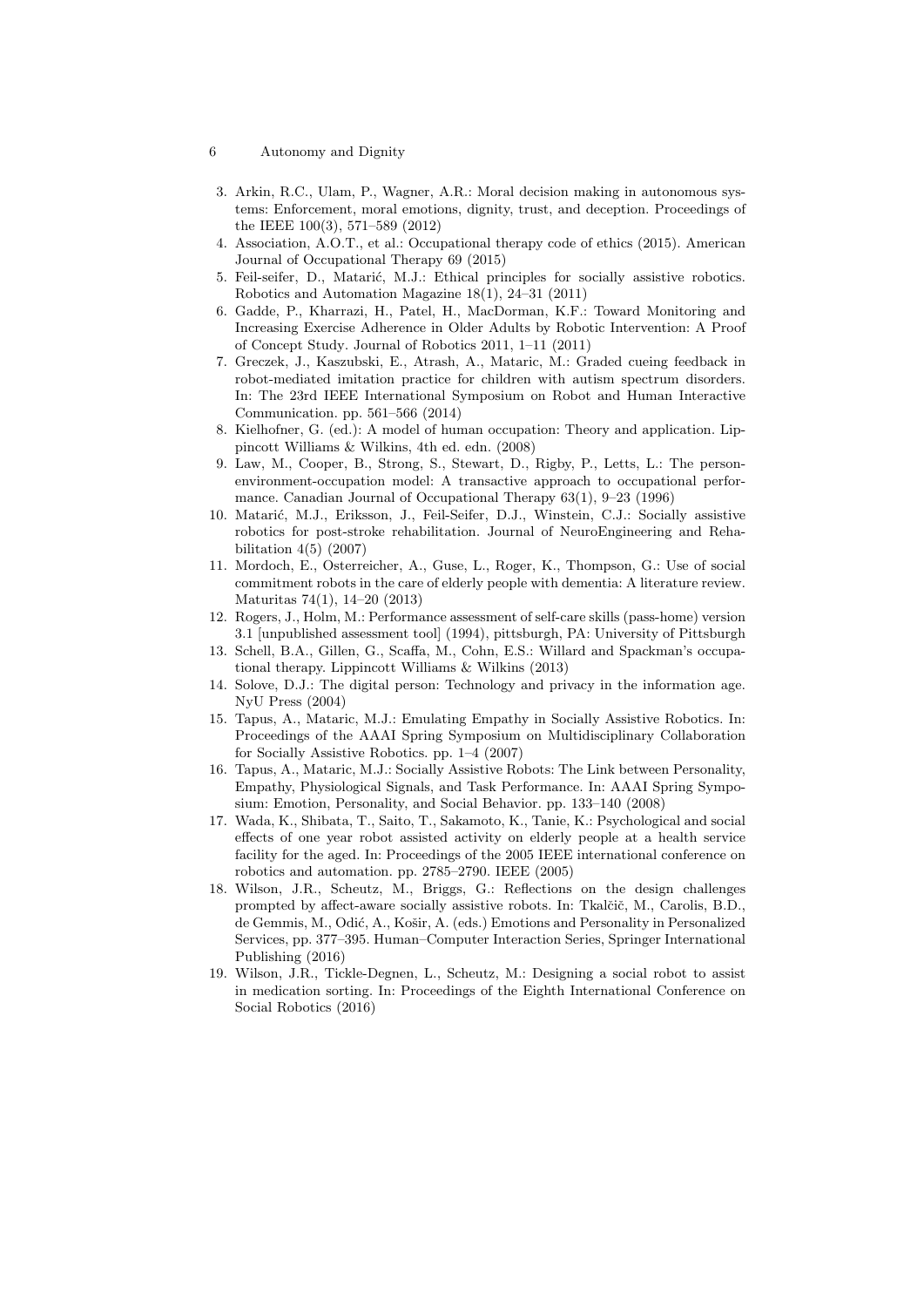3. Arkin, R.C., Ulam, P., Wagner, A.R.: Moral decision making in autonomous systems: Enforcement, moral emotions, dignity, trust, and deception. Proceedings of the IEEE 100(3), 571–589 (2012)
4. Association, A.O.T., et al.: Occupational therapy code of ethics (2015). American Journal of Occupational Therapy 69 (2015)
5. Feil-seifer, D., Matarić, M.J.: Ethical principles for socially assistive robotics. Robotics and Automation Magazine 18(1), 24–31 (2011)
6. Gadde, P., Kharrazi, H., Patel, H., MacDorman, K.F.: Toward Monitoring and Increasing Exercise Adherence in Older Adults by Robotic Intervention: A Proof of Concept Study. Journal of Robotics 2011, 1–11 (2011)
7. Greczek, J., Kaszubski, E., Atrash, A., Mataric, M.: Graded cueing feedback in robot-mediated imitation practice for children with autism spectrum disorders. In: The 23rd IEEE International Symposium on Robot and Human Interactive Communication. pp. 561–566 (2014)
8. Kielhofner, G. (ed.): A model of human occupation: Theory and application. Lippincott Williams & Wilkins, 4th ed. edn. (2008)
9. Law, M., Cooper, B., Strong, S., Stewart, D., Rigby, P., Letts, L.: The person-environment-occupation model: A transactive approach to occupational performance. Canadian Journal of Occupational Therapy 63(1), 9–23 (1996)
10. Matarić, M.J., Eriksson, J., Feil-Seifer, D.J., Winstein, C.J.: Socially assistive robotics for post-stroke rehabilitation. Journal of NeuroEngineering and Rehabilitation 4(5) (2007)
11. Mordoch, E., Osterreicher, A., Guse, L., Roger, K., Thompson, G.: Use of social commitment robots in the care of elderly people with dementia: A literature review. Maturitas 74(1), 14–20 (2013)
12. Rogers, J., Holm, M.: Performance assessment of self-care skills (pass-home) version 3.1 [unpublished assessment tool] (1994), pittsburgh, PA: University of Pittsburgh
13. Schell, B.A., Gillen, G., Scaffa, M., Cohn, E.S.: Willard and Spackman's occupational therapy. Lippincott Williams & Wilkins (2013)
14. Solove, D.J.: The digital person: Technology and privacy in the information age. NyU Press (2004)
15. Tapus, A., Mataric, M.J.: Emulating Empathy in Socially Assistive Robotics. In: Proceedings of the AAAI Spring Symposium on Multidisciplinary Collaboration for Socially Assistive Robotics. pp. 1–4 (2007)
16. Tapus, A., Mataric, M.J.: Socially Assistive Robots: The Link between Personality, Empathy, Physiological Signals, and Task Performance. In: AAAI Spring Symposium: Emotion, Personality, and Social Behavior. pp. 133–140 (2008)
17. Wada, K., Shibata, T., Saito, T., Sakamoto, K., Tanie, K.: Psychological and social effects of one year robot assisted activity on elderly people at a health service facility for the aged. In: Proceedings of the 2005 IEEE international conference on robotics and automation. pp. 2785–2790. IEEE (2005)
18. Wilson, J.R., Scheutz, M., Briggs, G.: Reflections on the design challenges prompted by affect-aware socially assistive robots. In: Tkalčič, M., Carolis, B.D., de Gemmis, M., Odić, A., Košir, A. (eds.) Emotions and Personality in Personalized Services, pp. 377–395. Human–Computer Interaction Series, Springer International Publishing (2016)
19. Wilson, J.R., Tickle-Degnen, L., Scheutz, M.: Designing a social robot to assist in medication sorting. In: Proceedings of the Eighth International Conference on Social Robotics (2016)